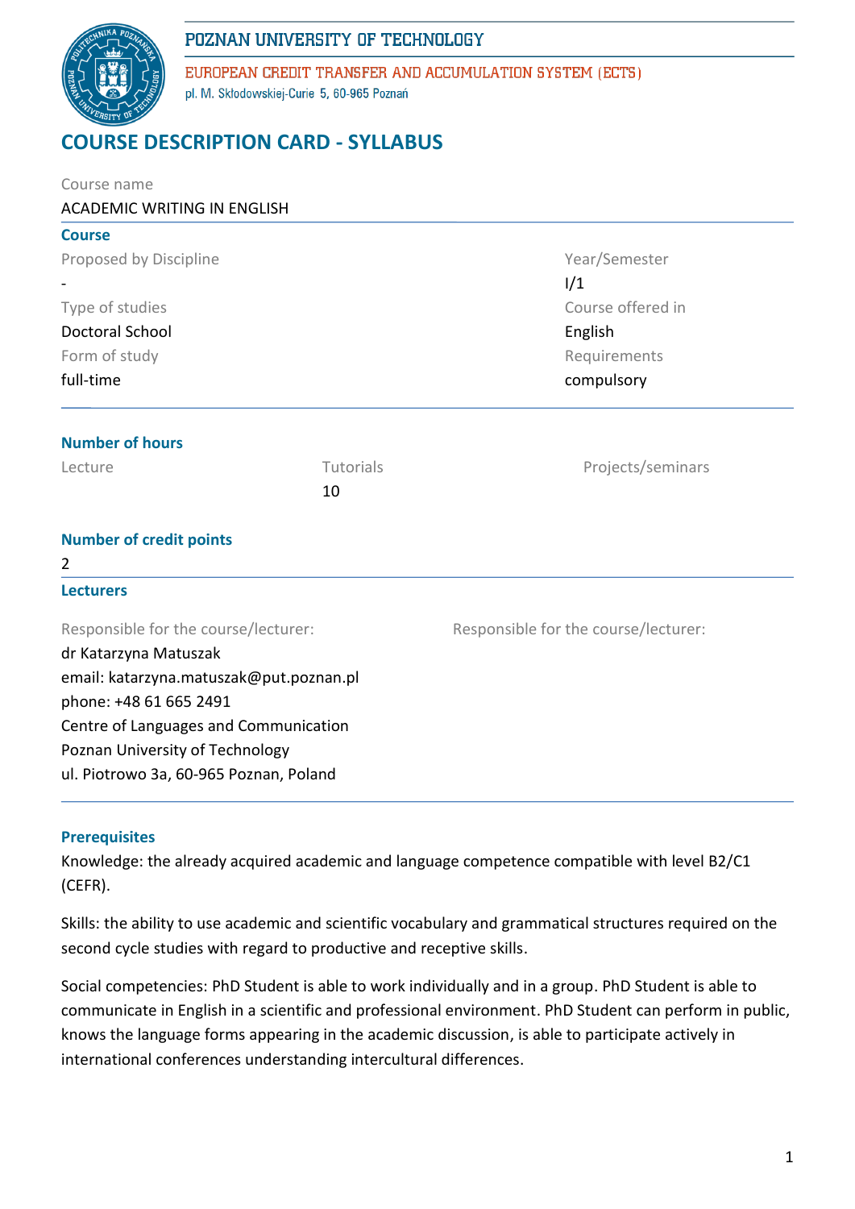POZNAN UNIVERSITY OF TECHNOLOGY

EUROPEAN CREDIT TRANSFER AND ACCUMULATION SYSTEM (ECTS)

pl. M. Skłodowskiej-Curie 5, 60-965 Poznań

# COURSE DESCRIPTION CARD - SYLLABUS

Course name

ACADEMIC WRITING IN ENGLISH

## Course

| Proposed by Discipline | Year/Semester |
|---|---|
| - | I/1 |
| **Type of studies** | **Course offered in** |
| Doctoral School | English |
| **Form of study** | **Requirements** |
| full-time | compulsory |

## Number of hours

| Lecture | Tutorials | Projects/seminars |
|---|---|---|
| | 10 | |

## Number of credit points

2

## Lecturers

Responsible for the course/lecturer:

dr Katarzyna Matuszak

email: katarzyna.matuszak@put.poznan.pl

phone: +48 61 665 2491

Centre of Languages and Communication

Poznan University of Technology

ul. Piotrowo 3a, 60-965 Poznan, Poland

Responsible for the course/lecturer:

## Prerequisites

Knowledge: the already acquired academic and language competence compatible with level B2/C1 (CEFR).

Skills: the ability to use academic and scientific vocabulary and grammatical structures required on the second cycle studies with regard to productive and receptive skills.

Social competencies: PhD Student is able to work individually and in a group. PhD Student is able to communicate in English in a scientific and professional environment. PhD Student can perform in public, knows the language forms appearing in the academic discussion, is able to participate actively in international conferences understanding intercultural differences.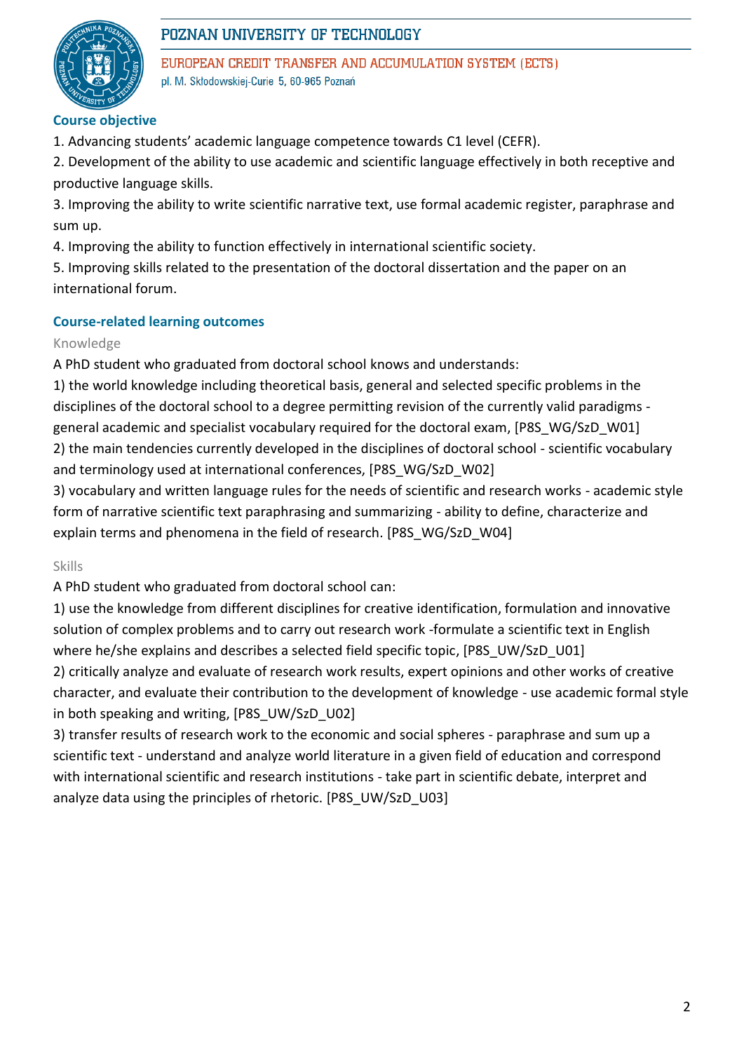## Course objective

1. Advancing students' academic language competence towards C1 level (CEFR).
2. Development of the ability to use academic and scientific language effectively in both receptive and productive language skills.
3. Improving the ability to write scientific narrative text, use formal academic register, paraphrase and sum up.
4. Improving the ability to function effectively in international scientific society.
5. Improving skills related to the presentation of the doctoral dissertation and the paper on an international forum.

## Course-related learning outcomes

### Knowledge

A PhD student who graduated from doctoral school knows and understands:

1) the world knowledge including theoretical basis, general and selected specific problems in the disciplines of the doctoral school to a degree permitting revision of the currently valid paradigms - general academic and specialist vocabulary required for the doctoral exam, [P8S_WG/SzD_W01]

2) the main tendencies currently developed in the disciplines of doctoral school - scientific vocabulary and terminology used at international conferences, [P8S_WG/SzD_W02]

3) vocabulary and written language rules for the needs of scientific and research works - academic style form of narrative scientific text paraphrasing and summarizing - ability to define, characterize and explain terms and phenomena in the field of research. [P8S_WG/SzD_W04]

### Skills

A PhD student who graduated from doctoral school can:

1) use the knowledge from different disciplines for creative identification, formulation and innovative solution of complex problems and to carry out research work -formulate a scientific text in English where he/she explains and describes a selected field specific topic, [P8S_UW/SzD_U01]

2) critically analyze and evaluate of research work results, expert opinions and other works of creative character, and evaluate their contribution to the development of knowledge - use academic formal style in both speaking and writing, [P8S_UW/SzD_U02]

3) transfer results of research work to the economic and social spheres - paraphrase and sum up a scientific text - understand and analyze world literature in a given field of education and correspond with international scientific and research institutions - take part in scientific debate, interpret and analyze data using the principles of rhetoric. [P8S_UW/SzD_U03]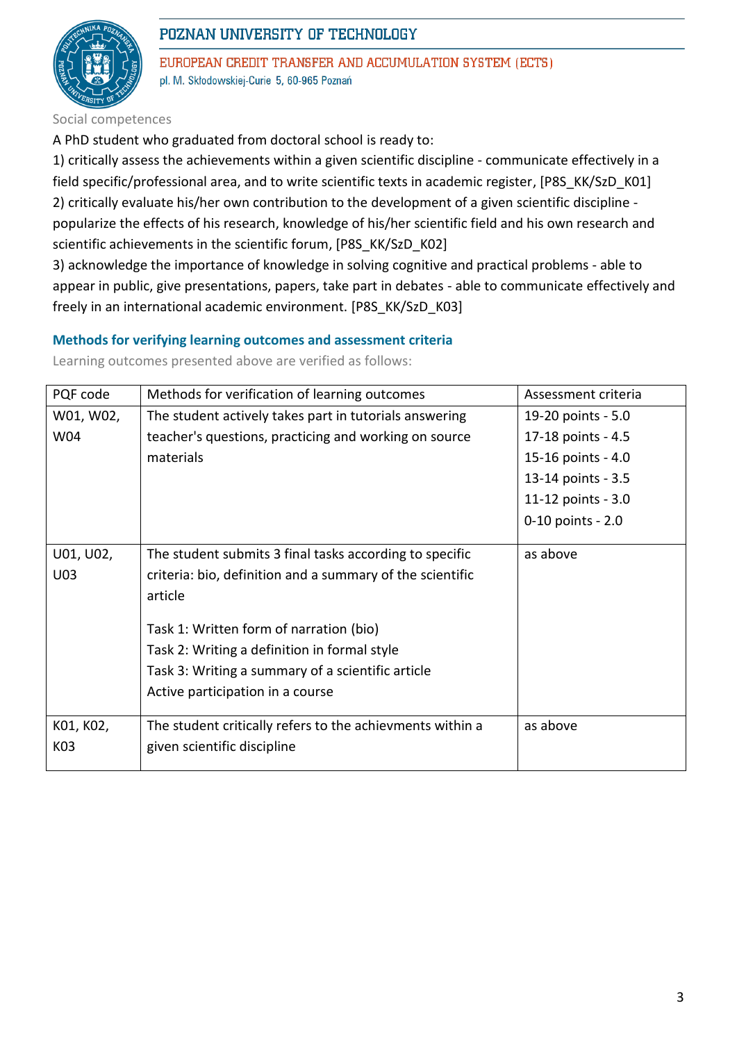Social competences

A PhD student who graduated from doctoral school is ready to:

1) critically assess the achievements within a given scientific discipline - communicate effectively in a field specific/professional area, and to write scientific texts in academic register, [P8S_KK/SzD_K01]
2) critically evaluate his/her own contribution to the development of a given scientific discipline - popularize the effects of his research, knowledge of his/her scientific field and his own research and scientific achievements in the scientific forum, [P8S_KK/SzD_K02]
3) acknowledge the importance of knowledge in solving cognitive and practical problems - able to appear in public, give presentations, papers, take part in debates - able to communicate effectively and freely in an international academic environment. [P8S_KK/SzD_K03]

## Methods for verifying learning outcomes and assessment criteria

Learning outcomes presented above are verified as follows:

| PQF code | Methods for verification of learning outcomes | Assessment criteria |
|---|---|---|
| W01, W02, W04 | The student actively takes part in tutorials answering teacher's questions, practicing and working on source materials | 19-20 points - 5.0<br>17-18 points - 4.5<br>15-16 points - 4.0<br>13-14 points - 3.5<br>11-12 points - 3.0<br>0-10 points - 2.0 |
| U01, U02, U03 | The student submits 3 final tasks according to specific criteria: bio, definition and a summary of the scientific article<br><br>Task 1: Written form of narration (bio)<br>Task 2: Writing a definition in formal style<br>Task 3: Writing a summary of a scientific article<br>Active participation in a course | as above |
| K01, K02, K03 | The student critically refers to the achievments within a given scientific discipline | as above |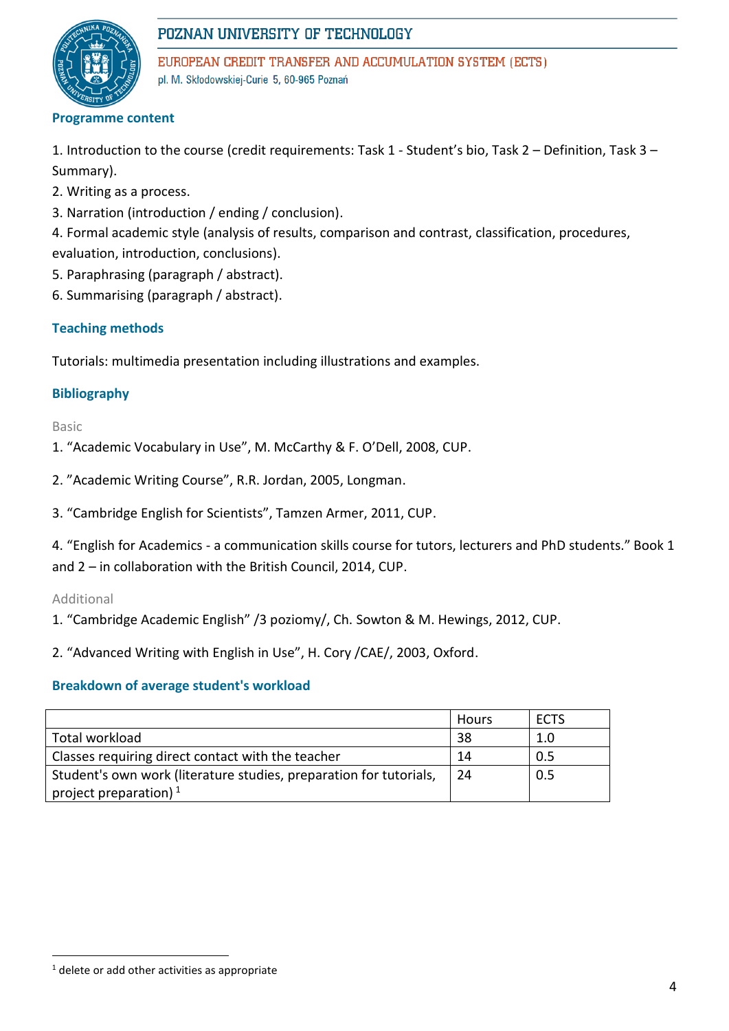## Programme content

1. Introduction to the course (credit requirements: Task 1 - Student's bio, Task 2 – Definition, Task 3 – Summary).
2. Writing as a process.
3. Narration (introduction / ending / conclusion).
4. Formal academic style (analysis of results, comparison and contrast, classification, procedures, evaluation, introduction, conclusions).
5. Paraphrasing (paragraph / abstract).
6. Summarising (paragraph / abstract).

## Teaching methods

Tutorials: multimedia presentation including illustrations and examples.

## Bibliography

Basic

1. "Academic Vocabulary in Use", M. McCarthy & F. O'Dell, 2008, CUP.

2. "Academic Writing Course", R.R. Jordan, 2005, Longman.

3. "Cambridge English for Scientists", Tamzen Armer, 2011, CUP.

4. "English for Academics - a communication skills course for tutors, lecturers and PhD students." Book 1 and 2 – in collaboration with the British Council, 2014, CUP.

Additional

1. "Cambridge Academic English" /3 poziomy/, Ch. Sowton & M. Hewings, 2012, CUP.

2. "Advanced Writing with English in Use", H. Cory /CAE/, 2003, Oxford.

## Breakdown of average student's workload

| | Hours | ECTS |
|---|---|---|
| Total workload | 38 | 1.0 |
| Classes requiring direct contact with the teacher | 14 | 0.5 |
| Student's own work (literature studies, preparation for tutorials, project preparation) [1] | 24 | 0.5 |

[1] delete or add other activities as appropriate